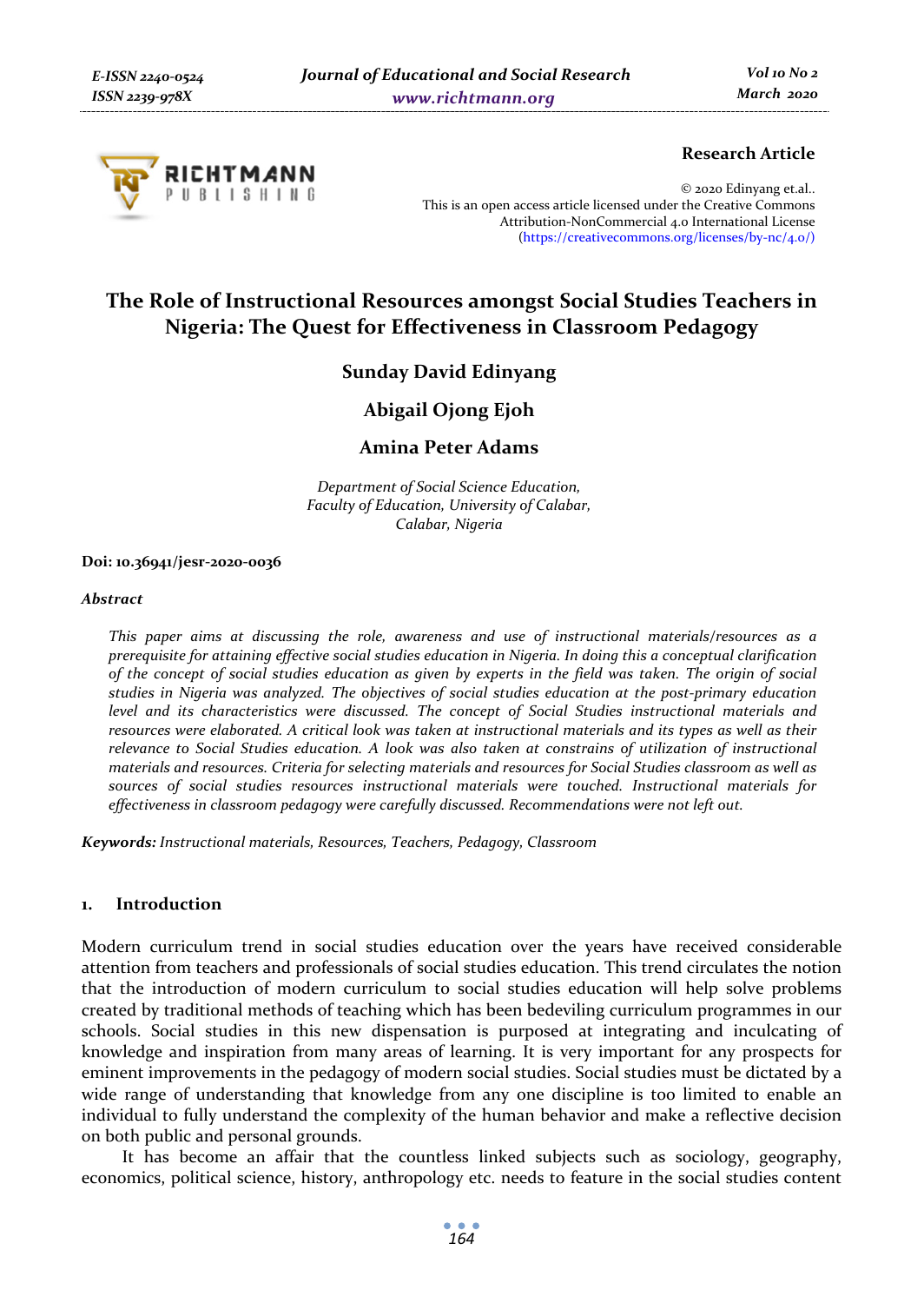**Research Article**

© 2020 Edinyang et.al..
This is an open access article licensed under the Creative Commons Attribution-NonCommercial 4.0 International License (https://creativecommons.org/licenses/by-nc/4.0/)

# The Role of Instructional Resources amongst Social Studies Teachers in Nigeria: The Quest for Effectiveness in Classroom Pedagogy

**Sunday David Edinyang**

**Abigail Ojong Ejoh**

**Amina Peter Adams**

*Department of Social Science Education,*
*Faculty of Education, University of Calabar,*
*Calabar, Nigeria*

**Doi: 10.36941/jesr-2020-0036**

### *Abstract*

*This paper aims at discussing the role, awareness and use of instructional materials/resources as a prerequisite for attaining effective social studies education in Nigeria. In doing this a conceptual clarification of the concept of social studies education as given by experts in the field was taken. The origin of social studies in Nigeria was analyzed. The objectives of social studies education at the post-primary education level and its characteristics were discussed. The concept of Social Studies instructional materials and resources were elaborated. A critical look was taken at instructional materials and its types as well as their relevance to Social Studies education. A look was also taken at constrains of utilization of instructional materials and resources. Criteria for selecting materials and resources for Social Studies classroom as well as sources of social studies resources instructional materials were touched. Instructional materials for effectiveness in classroom pedagogy were carefully discussed. Recommendations were not left out.*

**Keywords:** *Instructional materials, Resources, Teachers, Pedagogy, Classroom*

## 1. Introduction

Modern curriculum trend in social studies education over the years have received considerable attention from teachers and professionals of social studies education. This trend circulates the notion that the introduction of modern curriculum to social studies education will help solve problems created by traditional methods of teaching which has been bedeviling curriculum programmes in our schools. Social studies in this new dispensation is purposed at integrating and inculcating of knowledge and inspiration from many areas of learning. It is very important for any prospects for eminent improvements in the pedagogy of modern social studies. Social studies must be dictated by a wide range of understanding that knowledge from any one discipline is too limited to enable an individual to fully understand the complexity of the human behavior and make a reflective decision on both public and personal grounds.

It has become an affair that the countless linked subjects such as sociology, geography, economics, political science, history, anthropology etc. needs to feature in the social studies content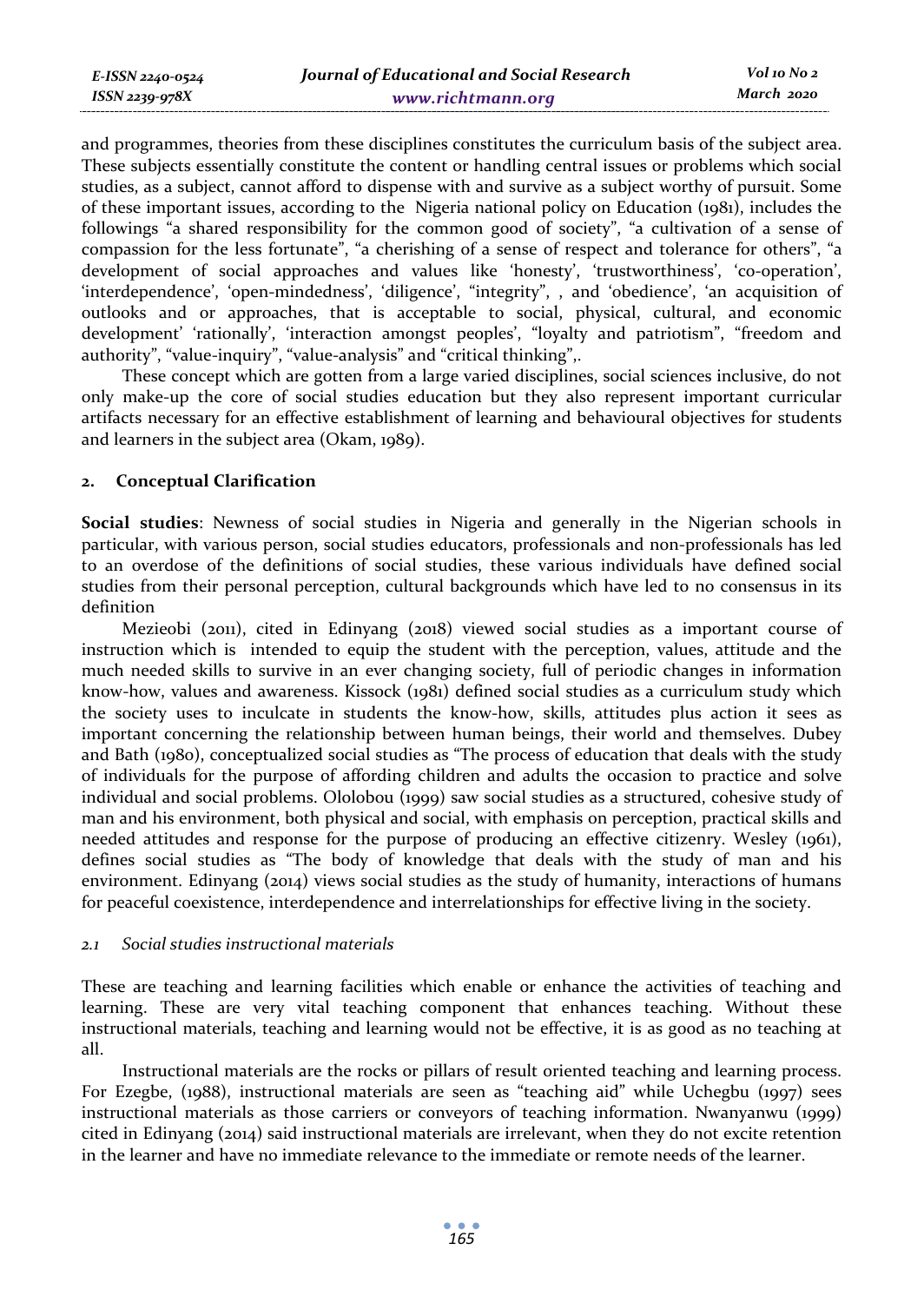and programmes, theories from these disciplines constitutes the curriculum basis of the subject area. These subjects essentially constitute the content or handling central issues or problems which social studies, as a subject, cannot afford to dispense with and survive as a subject worthy of pursuit. Some of these important issues, according to the Nigeria national policy on Education (1981), includes the followings "a shared responsibility for the common good of society", "a cultivation of a sense of compassion for the less fortunate", "a cherishing of a sense of respect and tolerance for others", "a development of social approaches and values like 'honesty', 'trustworthiness', 'co-operation', 'interdependence', 'open-mindedness', 'diligence', "integrity", , and 'obedience', 'an acquisition of outlooks and or approaches, that is acceptable to social, physical, cultural, and economic development' 'rationally', 'interaction amongst peoples', "loyalty and patriotism", "freedom and authority", "value-inquiry", "value-analysis" and "critical thinking",.

These concept which are gotten from a large varied disciplines, social sciences inclusive, do not only make-up the core of social studies education but they also represent important curricular artifacts necessary for an effective establishment of learning and behavioural objectives for students and learners in the subject area (Okam, 1989).

## 2. Conceptual Clarification

**Social studies**: Newness of social studies in Nigeria and generally in the Nigerian schools in particular, with various person, social studies educators, professionals and non-professionals has led to an overdose of the definitions of social studies, these various individuals have defined social studies from their personal perception, cultural backgrounds which have led to no consensus in its definition

Mezieobi (2011), cited in Edinyang (2018) viewed social studies as a important course of instruction which is intended to equip the student with the perception, values, attitude and the much needed skills to survive in an ever changing society, full of periodic changes in information know-how, values and awareness. Kissock (1981) defined social studies as a curriculum study which the society uses to inculcate in students the know-how, skills, attitudes plus action it sees as important concerning the relationship between human beings, their world and themselves. Dubey and Bath (1980), conceptualized social studies as "The process of education that deals with the study of individuals for the purpose of affording children and adults the occasion to practice and solve individual and social problems. Ololobou (1999) saw social studies as a structured, cohesive study of man and his environment, both physical and social, with emphasis on perception, practical skills and needed attitudes and response for the purpose of producing an effective citizenry. Wesley (1961), defines social studies as "The body of knowledge that deals with the study of man and his environment. Edinyang (2014) views social studies as the study of humanity, interactions of humans for peaceful coexistence, interdependence and interrelationships for effective living in the society.

### *2.1 Social studies instructional materials*

These are teaching and learning facilities which enable or enhance the activities of teaching and learning. These are very vital teaching component that enhances teaching. Without these instructional materials, teaching and learning would not be effective, it is as good as no teaching at all.

Instructional materials are the rocks or pillars of result oriented teaching and learning process. For Ezegbe, (1988), instructional materials are seen as "teaching aid" while Uchegbu (1997) sees instructional materials as those carriers or conveyors of teaching information. Nwanyanwu (1999) cited in Edinyang (2014) said instructional materials are irrelevant, when they do not excite retention in the learner and have no immediate relevance to the immediate or remote needs of the learner.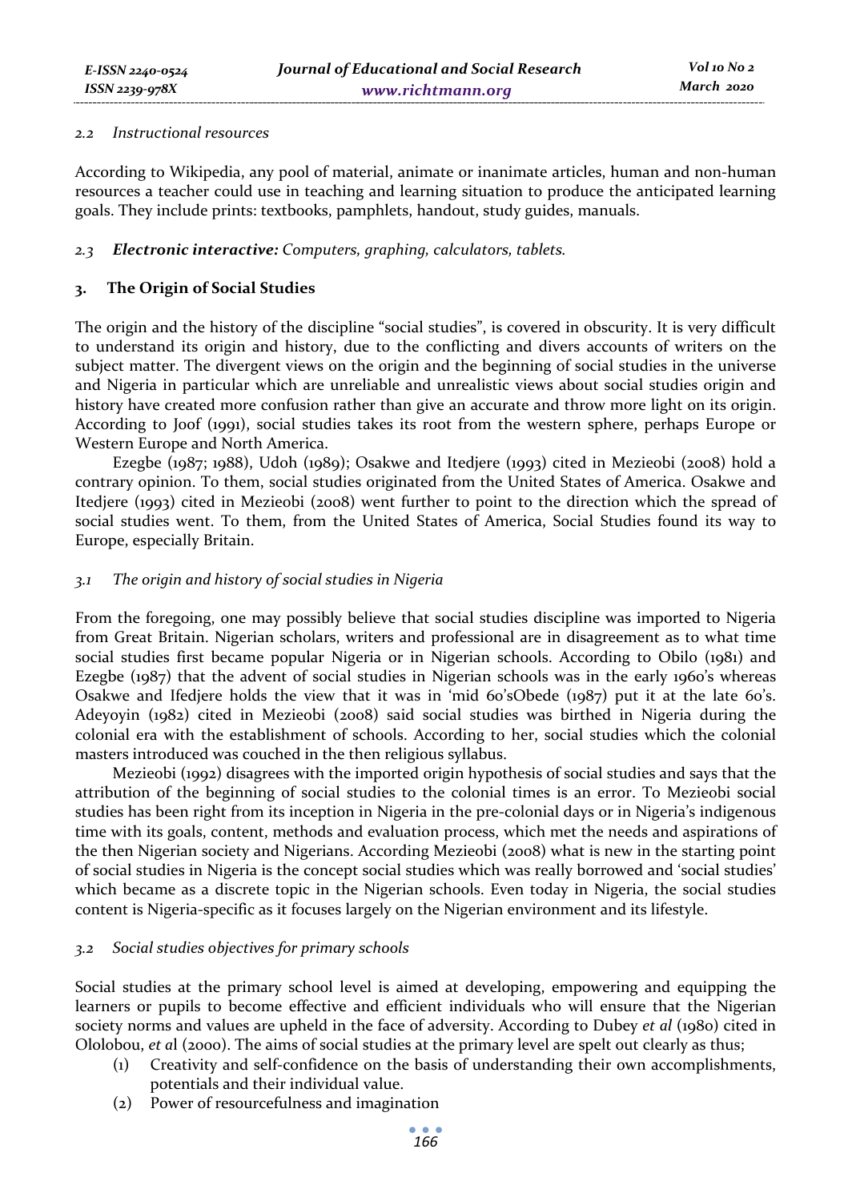### 2.2 *Instructional resources*

According to Wikipedia, any pool of material, animate or inanimate articles, human and non-human resources a teacher could use in teaching and learning situation to produce the anticipated learning goals. They include prints: textbooks, pamphlets, handout, study guides, manuals.

### 2.3 ***Electronic interactive:*** *Computers, graphing, calculators, tablets.*

## 3. The Origin of Social Studies

The origin and the history of the discipline "social studies", is covered in obscurity. It is very difficult to understand its origin and history, due to the conflicting and divers accounts of writers on the subject matter. The divergent views on the origin and the beginning of social studies in the universe and Nigeria in particular which are unreliable and unrealistic views about social studies origin and history have created more confusion rather than give an accurate and throw more light on its origin. According to Joof (1991), social studies takes its root from the western sphere, perhaps Europe or Western Europe and North America.

Ezegbe (1987; 1988), Udoh (1989); Osakwe and Itedjere (1993) cited in Mezieobi (2008) hold a contrary opinion. To them, social studies originated from the United States of America. Osakwe and Itedjere (1993) cited in Mezieobi (2008) went further to point to the direction which the spread of social studies went. To them, from the United States of America, Social Studies found its way to Europe, especially Britain.

### 3.1 *The origin and history of social studies in Nigeria*

From the foregoing, one may possibly believe that social studies discipline was imported to Nigeria from Great Britain. Nigerian scholars, writers and professional are in disagreement as to what time social studies first became popular Nigeria or in Nigerian schools. According to Obilo (1981) and Ezegbe (1987) that the advent of social studies in Nigerian schools was in the early 1960's whereas Osakwe and Ifedjere holds the view that it was in 'mid 60'sObede (1987) put it at the late 60's. Adeyoyin (1982) cited in Mezieobi (2008) said social studies was birthed in Nigeria during the colonial era with the establishment of schools. According to her, social studies which the colonial masters introduced was couched in the then religious syllabus.

Mezieobi (1992) disagrees with the imported origin hypothesis of social studies and says that the attribution of the beginning of social studies to the colonial times is an error. To Mezieobi social studies has been right from its inception in Nigeria in the pre-colonial days or in Nigeria's indigenous time with its goals, content, methods and evaluation process, which met the needs and aspirations of the then Nigerian society and Nigerians. According Mezieobi (2008) what is new in the starting point of social studies in Nigeria is the concept social studies which was really borrowed and 'social studies' which became as a discrete topic in the Nigerian schools. Even today in Nigeria, the social studies content is Nigeria-specific as it focuses largely on the Nigerian environment and its lifestyle.

### 3.2 *Social studies objectives for primary schools*

Social studies at the primary school level is aimed at developing, empowering and equipping the learners or pupils to become effective and efficient individuals who will ensure that the Nigerian society norms and values are upheld in the face of adversity. According to Dubey *et al* (1980) cited in Ololobou, *et a*l (2000). The aims of social studies at the primary level are spelt out clearly as thus;

(1) Creativity and self-confidence on the basis of understanding their own accomplishments, potentials and their individual value.
(2) Power of resourcefulness and imagination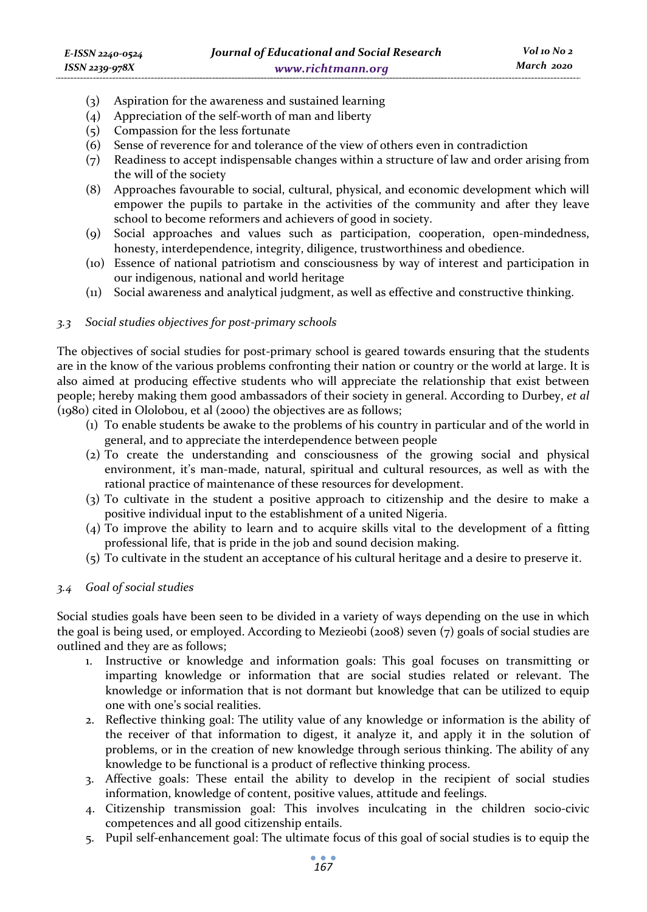(3) Aspiration for the awareness and sustained learning
(4) Appreciation of the self-worth of man and liberty
(5) Compassion for the less fortunate
(6) Sense of reverence for and tolerance of the view of others even in contradiction
(7) Readiness to accept indispensable changes within a structure of law and order arising from the will of the society
(8) Approaches favourable to social, cultural, physical, and economic development which will empower the pupils to partake in the activities of the community and after they leave school to become reformers and achievers of good in society.
(9) Social approaches and values such as participation, cooperation, open-mindedness, honesty, interdependence, integrity, diligence, trustworthiness and obedience.
(10) Essence of national patriotism and consciousness by way of interest and participation in our indigenous, national and world heritage
(11) Social awareness and analytical judgment, as well as effective and constructive thinking.

### *3.3 Social studies objectives for post-primary schools*

The objectives of social studies for post-primary school is geared towards ensuring that the students are in the know of the various problems confronting their nation or country or the world at large. It is also aimed at producing effective students who will appreciate the relationship that exist between people; hereby making them good ambassadors of their society in general. According to Durbey, *et al* (1980) cited in Ololobou, et al (2000) the objectives are as follows;

(1) To enable students be awake to the problems of his country in particular and of the world in general, and to appreciate the interdependence between people
(2) To create the understanding and consciousness of the growing social and physical environment, it's man-made, natural, spiritual and cultural resources, as well as with the rational practice of maintenance of these resources for development.
(3) To cultivate in the student a positive approach to citizenship and the desire to make a positive individual input to the establishment of a united Nigeria.
(4) To improve the ability to learn and to acquire skills vital to the development of a fitting professional life, that is pride in the job and sound decision making.
(5) To cultivate in the student an acceptance of his cultural heritage and a desire to preserve it.

### *3.4 Goal of social studies*

Social studies goals have been seen to be divided in a variety of ways depending on the use in which the goal is being used, or employed. According to Mezieobi (2008) seven (7) goals of social studies are outlined and they are as follows;

1. Instructive or knowledge and information goals: This goal focuses on transmitting or imparting knowledge or information that are social studies related or relevant. The knowledge or information that is not dormant but knowledge that can be utilized to equip one with one's social realities.
2. Reflective thinking goal: The utility value of any knowledge or information is the ability of the receiver of that information to digest, it analyze it, and apply it in the solution of problems, or in the creation of new knowledge through serious thinking. The ability of any knowledge to be functional is a product of reflective thinking process.
3. Affective goals: These entail the ability to develop in the recipient of social studies information, knowledge of content, positive values, attitude and feelings.
4. Citizenship transmission goal: This involves inculcating in the children socio-civic competences and all good citizenship entails.
5. Pupil self-enhancement goal: The ultimate focus of this goal of social studies is to equip the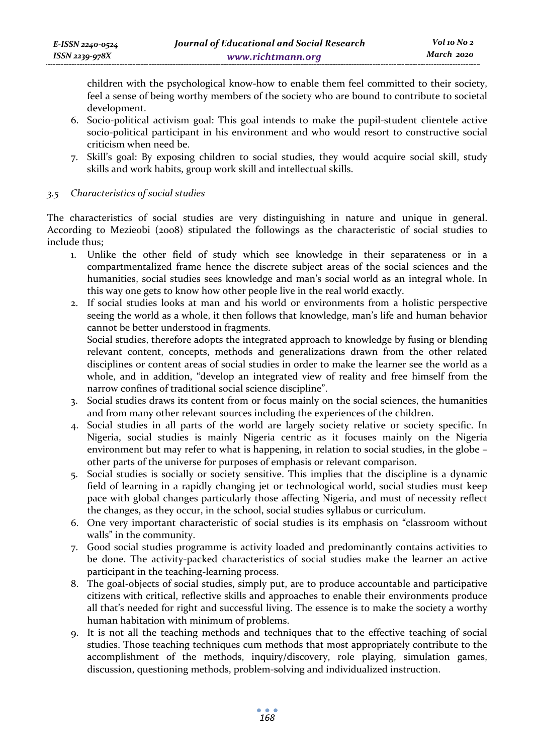children with the psychological know-how to enable them feel committed to their society, feel a sense of being worthy members of the society who are bound to contribute to societal development.

6. Socio-political activism goal: This goal intends to make the pupil-student clientele active socio-political participant in his environment and who would resort to constructive social criticism when need be.
7. Skill's goal: By exposing children to social studies, they would acquire social skill, study skills and work habits, group work skill and intellectual skills.

### *3.5 Characteristics of social studies*

The characteristics of social studies are very distinguishing in nature and unique in general. According to Mezieobi (2008) stipulated the followings as the characteristic of social studies to include thus;

1. Unlike the other field of study which see knowledge in their separateness or in a compartmentalized frame hence the discrete subject areas of the social sciences and the humanities, social studies sees knowledge and man's social world as an integral whole. In this way one gets to know how other people live in the real world exactly.
2. If social studies looks at man and his world or environments from a holistic perspective seeing the world as a whole, it then follows that knowledge, man's life and human behavior cannot be better understood in fragments.

   Social studies, therefore adopts the integrated approach to knowledge by fusing or blending relevant content, concepts, methods and generalizations drawn from the other related disciplines or content areas of social studies in order to make the learner see the world as a whole, and in addition, "develop an integrated view of reality and free himself from the narrow confines of traditional social science discipline".
3. Social studies draws its content from or focus mainly on the social sciences, the humanities and from many other relevant sources including the experiences of the children.
4. Social studies in all parts of the world are largely society relative or society specific. In Nigeria, social studies is mainly Nigeria centric as it focuses mainly on the Nigeria environment but may refer to what is happening, in relation to social studies, in the globe – other parts of the universe for purposes of emphasis or relevant comparison.
5. Social studies is socially or society sensitive. This implies that the discipline is a dynamic field of learning in a rapidly changing jet or technological world, social studies must keep pace with global changes particularly those affecting Nigeria, and must of necessity reflect the changes, as they occur, in the school, social studies syllabus or curriculum.
6. One very important characteristic of social studies is its emphasis on "classroom without walls" in the community.
7. Good social studies programme is activity loaded and predominantly contains activities to be done. The activity-packed characteristics of social studies make the learner an active participant in the teaching-learning process.
8. The goal-objects of social studies, simply put, are to produce accountable and participative citizens with critical, reflective skills and approaches to enable their environments produce all that's needed for right and successful living. The essence is to make the society a worthy human habitation with minimum of problems.
9. It is not all the teaching methods and techniques that to the effective teaching of social studies. Those teaching techniques cum methods that most appropriately contribute to the accomplishment of the methods, inquiry/discovery, role playing, simulation games, discussion, questioning methods, problem-solving and individualized instruction.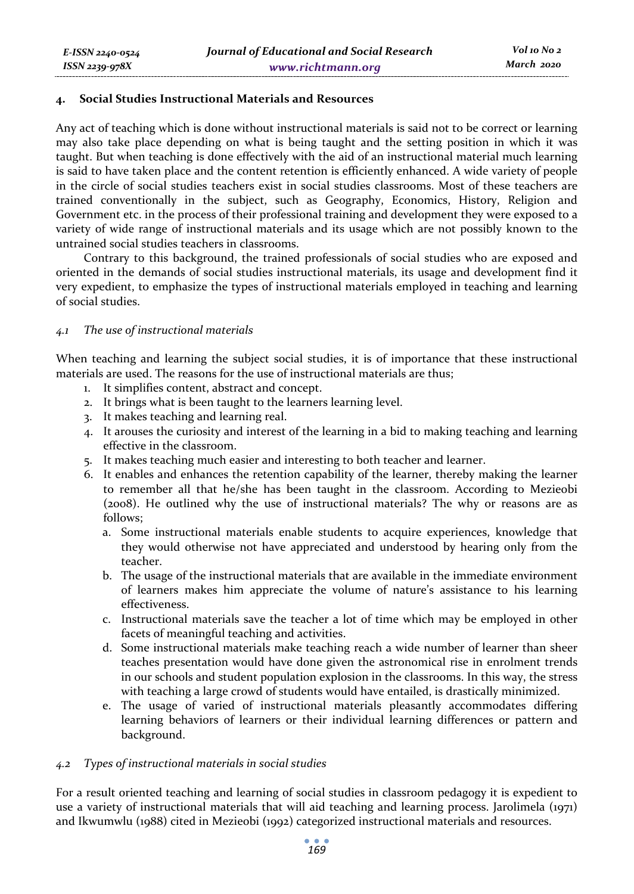## 4. Social Studies Instructional Materials and Resources

Any act of teaching which is done without instructional materials is said not to be correct or learning may also take place depending on what is being taught and the setting position in which it was taught. But when teaching is done effectively with the aid of an instructional material much learning is said to have taken place and the content retention is efficiently enhanced. A wide variety of people in the circle of social studies teachers exist in social studies classrooms. Most of these teachers are trained conventionally in the subject, such as Geography, Economics, History, Religion and Government etc. in the process of their professional training and development they were exposed to a variety of wide range of instructional materials and its usage which are not possibly known to the untrained social studies teachers in classrooms.

Contrary to this background, the trained professionals of social studies who are exposed and oriented in the demands of social studies instructional materials, its usage and development find it very expedient, to emphasize the types of instructional materials employed in teaching and learning of social studies.

### *4.1 The use of instructional materials*

When teaching and learning the subject social studies, it is of importance that these instructional materials are used. The reasons for the use of instructional materials are thus;

1. It simplifies content, abstract and concept.
2. It brings what is been taught to the learners learning level.
3. It makes teaching and learning real.
4. It arouses the curiosity and interest of the learning in a bid to making teaching and learning effective in the classroom.
5. It makes teaching much easier and interesting to both teacher and learner.
6. It enables and enhances the retention capability of the learner, thereby making the learner to remember all that he/she has been taught in the classroom. According to Mezieobi (2008). He outlined why the use of instructional materials? The why or reasons are as follows;
   a. Some instructional materials enable students to acquire experiences, knowledge that they would otherwise not have appreciated and understood by hearing only from the teacher.
   b. The usage of the instructional materials that are available in the immediate environment of learners makes him appreciate the volume of nature's assistance to his learning effectiveness.
   c. Instructional materials save the teacher a lot of time which may be employed in other facets of meaningful teaching and activities.
   d. Some instructional materials make teaching reach a wide number of learner than sheer teaches presentation would have done given the astronomical rise in enrolment trends in our schools and student population explosion in the classrooms. In this way, the stress with teaching a large crowd of students would have entailed, is drastically minimized.
   e. The usage of varied of instructional materials pleasantly accommodates differing learning behaviors of learners or their individual learning differences or pattern and background.

### *4.2 Types of instructional materials in social studies*

For a result oriented teaching and learning of social studies in classroom pedagogy it is expedient to use a variety of instructional materials that will aid teaching and learning process. Jarolimela (1971) and Ikwumwlu (1988) cited in Mezieobi (1992) categorized instructional materials and resources.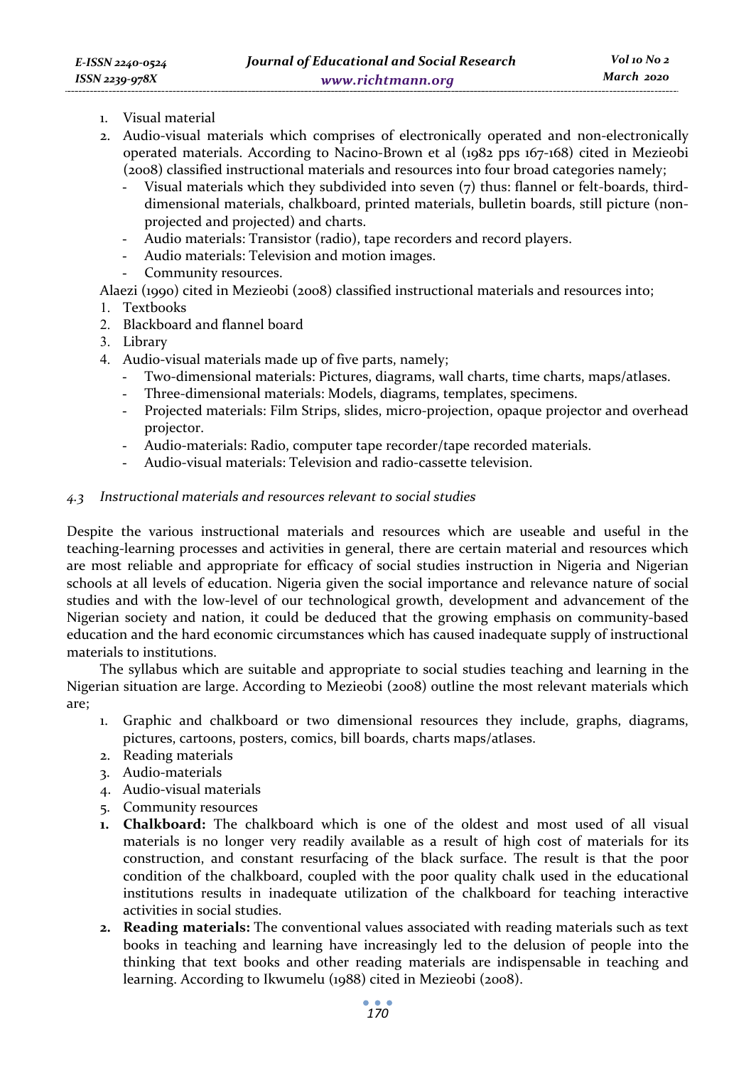1. Visual material
2. Audio-visual materials which comprises of electronically operated and non-electronically operated materials. According to Nacino-Brown et al (1982 pps 167-168) cited in Mezieobi (2008) classified instructional materials and resources into four broad categories namely;
   - Visual materials which they subdivided into seven (7) thus: flannel or felt-boards, third-dimensional materials, chalkboard, printed materials, bulletin boards, still picture (non-projected and projected) and charts.
   - Audio materials: Transistor (radio), tape recorders and record players.
   - Audio materials: Television and motion images.
   - Community resources.

Alaezi (1990) cited in Mezieobi (2008) classified instructional materials and resources into;

1. Textbooks
2. Blackboard and flannel board
3. Library
4. Audio-visual materials made up of five parts, namely;
   - Two-dimensional materials: Pictures, diagrams, wall charts, time charts, maps/atlases.
   - Three-dimensional materials: Models, diagrams, templates, specimens.
   - Projected materials: Film Strips, slides, micro-projection, opaque projector and overhead projector.
   - Audio-materials: Radio, computer tape recorder/tape recorded materials.
   - Audio-visual materials: Television and radio-cassette television.

### *4.3 Instructional materials and resources relevant to social studies*

Despite the various instructional materials and resources which are useable and useful in the teaching-learning processes and activities in general, there are certain material and resources which are most reliable and appropriate for efficacy of social studies instruction in Nigeria and Nigerian schools at all levels of education. Nigeria given the social importance and relevance nature of social studies and with the low-level of our technological growth, development and advancement of the Nigerian society and nation, it could be deduced that the growing emphasis on community-based education and the hard economic circumstances which has caused inadequate supply of instructional materials to institutions.

The syllabus which are suitable and appropriate to social studies teaching and learning in the Nigerian situation are large. According to Mezieobi (2008) outline the most relevant materials which are;

1. Graphic and chalkboard or two dimensional resources they include, graphs, diagrams, pictures, cartoons, posters, comics, bill boards, charts maps/atlases.
2. Reading materials
3. Audio-materials
4. Audio-visual materials
5. Community resources

1. **Chalkboard:** The chalkboard which is one of the oldest and most used of all visual materials is no longer very readily available as a result of high cost of materials for its construction, and constant resurfacing of the black surface. The result is that the poor condition of the chalkboard, coupled with the poor quality chalk used in the educational institutions results in inadequate utilization of the chalkboard for teaching interactive activities in social studies.
2. **Reading materials:** The conventional values associated with reading materials such as text books in teaching and learning have increasingly led to the delusion of people into the thinking that text books and other reading materials are indispensable in teaching and learning. According to Ikwumelu (1988) cited in Mezieobi (2008).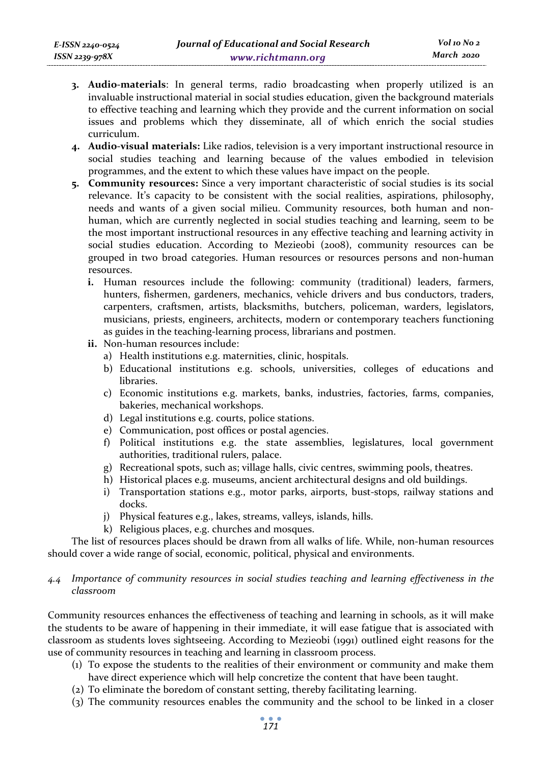3. **Audio-materials**: In general terms, radio broadcasting when properly utilized is an invaluable instructional material in social studies education, given the background materials to effective teaching and learning which they provide and the current information on social issues and problems which they disseminate, all of which enrich the social studies curriculum.
4. **Audio-visual materials:** Like radios, television is a very important instructional resource in social studies teaching and learning because of the values embodied in television programmes, and the extent to which these values have impact on the people.
5. **Community resources:** Since a very important characteristic of social studies is its social relevance. It's capacity to be consistent with the social realities, aspirations, philosophy, needs and wants of a given social milieu. Community resources, both human and non-human, which are currently neglected in social studies teaching and learning, seem to be the most important instructional resources in any effective teaching and learning activity in social studies education. According to Mezieobi (2008), community resources can be grouped in two broad categories. Human resources or resources persons and non-human resources.
   - **i.** Human resources include the following: community (traditional) leaders, farmers, hunters, fishermen, gardeners, mechanics, vehicle drivers and bus conductors, traders, carpenters, craftsmen, artists, blacksmiths, butchers, policeman, warders, legislators, musicians, priests, engineers, architects, modern or contemporary teachers functioning as guides in the teaching-learning process, librarians and postmen.
   - **ii.** Non-human resources include:
     - a) Health institutions e.g. maternities, clinic, hospitals.
     - b) Educational institutions e.g. schools, universities, colleges of educations and libraries.
     - c) Economic institutions e.g. markets, banks, industries, factories, farms, companies, bakeries, mechanical workshops.
     - d) Legal institutions e.g. courts, police stations.
     - e) Communication, post offices or postal agencies.
     - f) Political institutions e.g. the state assemblies, legislatures, local government authorities, traditional rulers, palace.
     - g) Recreational spots, such as; village halls, civic centres, swimming pools, theatres.
     - h) Historical places e.g. museums, ancient architectural designs and old buildings.
     - i) Transportation stations e.g., motor parks, airports, bust-stops, railway stations and docks.
     - j) Physical features e.g., lakes, streams, valleys, islands, hills.
     - k) Religious places, e.g. churches and mosques.

The list of resources places should be drawn from all walks of life. While, non-human resources should cover a wide range of social, economic, political, physical and environments.

### *4.4 Importance of community resources in social studies teaching and learning effectiveness in the classroom*

Community resources enhances the effectiveness of teaching and learning in schools, as it will make the students to be aware of happening in their immediate, it will ease fatigue that is associated with classroom as students loves sightseeing. According to Mezieobi (1991) outlined eight reasons for the use of community resources in teaching and learning in classroom process.

(1) To expose the students to the realities of their environment or community and make them have direct experience which will help concretize the content that have been taught.
(2) To eliminate the boredom of constant setting, thereby facilitating learning.
(3) The community resources enables the community and the school to be linked in a closer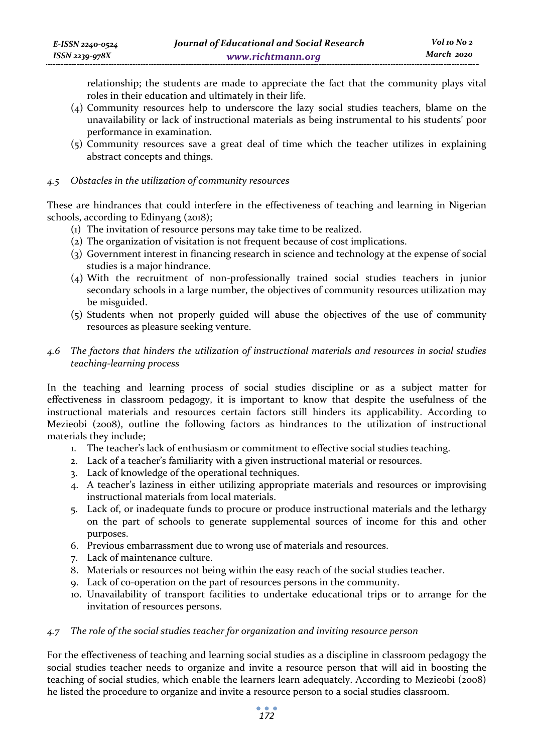relationship; the students are made to appreciate the fact that the community plays vital roles in their education and ultimately in their life.

(4) Community resources help to underscore the lazy social studies teachers, blame on the unavailability or lack of instructional materials as being instrumental to his students' poor performance in examination.

(5) Community resources save a great deal of time which the teacher utilizes in explaining abstract concepts and things.

### *4.5 Obstacles in the utilization of community resources*

These are hindrances that could interfere in the effectiveness of teaching and learning in Nigerian schools, according to Edinyang (2018);

(1) The invitation of resource persons may take time to be realized.

(2) The organization of visitation is not frequent because of cost implications.

(3) Government interest in financing research in science and technology at the expense of social studies is a major hindrance.

(4) With the recruitment of non-professionally trained social studies teachers in junior secondary schools in a large number, the objectives of community resources utilization may be misguided.

(5) Students when not properly guided will abuse the objectives of the use of community resources as pleasure seeking venture.

### *4.6 The factors that hinders the utilization of instructional materials and resources in social studies teaching-learning process*

In the teaching and learning process of social studies discipline or as a subject matter for effectiveness in classroom pedagogy, it is important to know that despite the usefulness of the instructional materials and resources certain factors still hinders its applicability. According to Mezieobi (2008), outline the following factors as hindrances to the utilization of instructional materials they include;

1. The teacher's lack of enthusiasm or commitment to effective social studies teaching.
2. Lack of a teacher's familiarity with a given instructional material or resources.
3. Lack of knowledge of the operational techniques.
4. A teacher's laziness in either utilizing appropriate materials and resources or improvising instructional materials from local materials.
5. Lack of, or inadequate funds to procure or produce instructional materials and the lethargy on the part of schools to generate supplemental sources of income for this and other purposes.
6. Previous embarrassment due to wrong use of materials and resources.
7. Lack of maintenance culture.
8. Materials or resources not being within the easy reach of the social studies teacher.
9. Lack of co-operation on the part of resources persons in the community.
10. Unavailability of transport facilities to undertake educational trips or to arrange for the invitation of resources persons.

### *4.7 The role of the social studies teacher for organization and inviting resource person*

For the effectiveness of teaching and learning social studies as a discipline in classroom pedagogy the social studies teacher needs to organize and invite a resource person that will aid in boosting the teaching of social studies, which enable the learners learn adequately. According to Mezieobi (2008) he listed the procedure to organize and invite a resource person to a social studies classroom.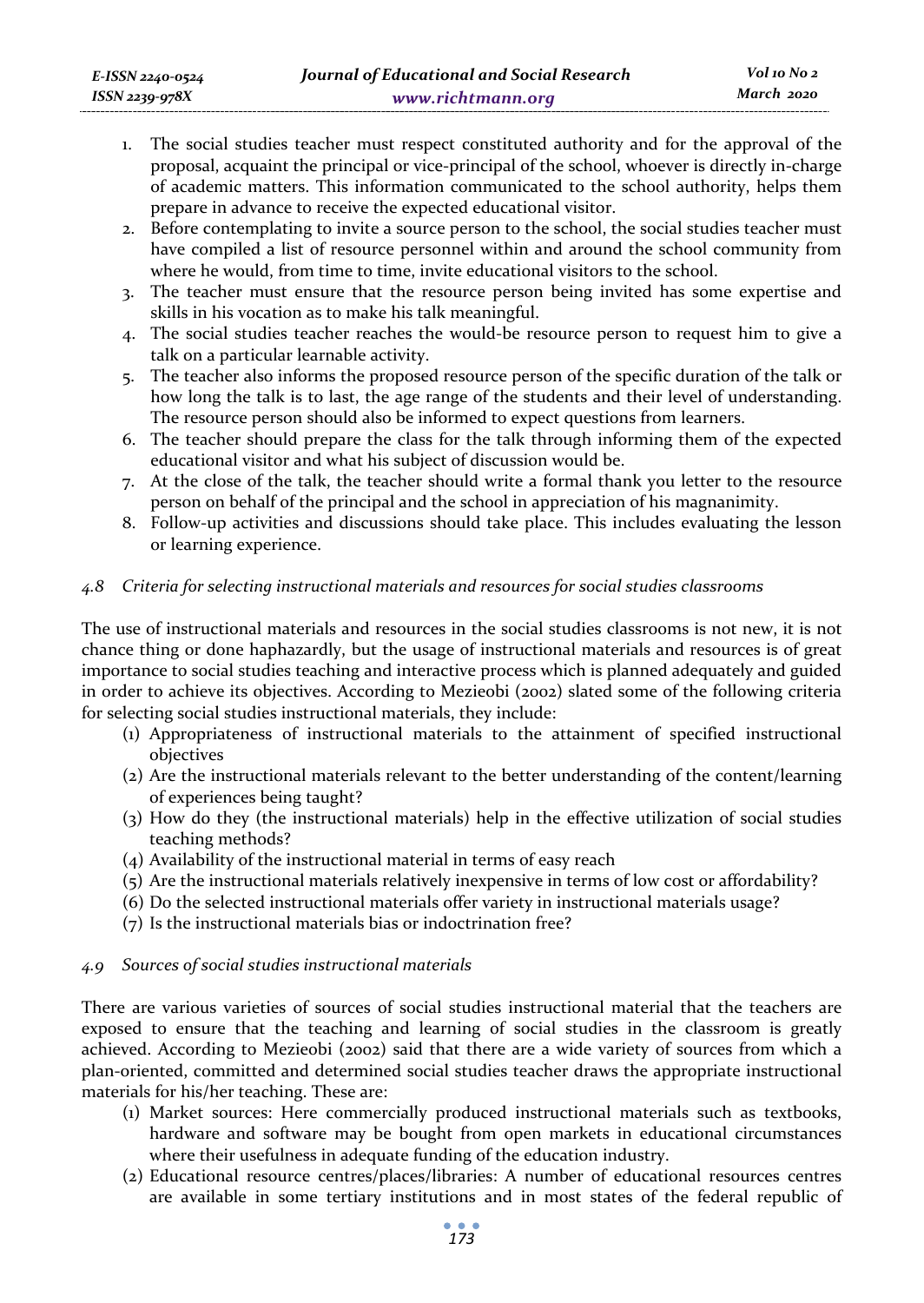1. The social studies teacher must respect constituted authority and for the approval of the proposal, acquaint the principal or vice-principal of the school, whoever is directly in-charge of academic matters. This information communicated to the school authority, helps them prepare in advance to receive the expected educational visitor.
2. Before contemplating to invite a source person to the school, the social studies teacher must have compiled a list of resource personnel within and around the school community from where he would, from time to time, invite educational visitors to the school.
3. The teacher must ensure that the resource person being invited has some expertise and skills in his vocation as to make his talk meaningful.
4. The social studies teacher reaches the would-be resource person to request him to give a talk on a particular learnable activity.
5. The teacher also informs the proposed resource person of the specific duration of the talk or how long the talk is to last, the age range of the students and their level of understanding. The resource person should also be informed to expect questions from learners.
6. The teacher should prepare the class for the talk through informing them of the expected educational visitor and what his subject of discussion would be.
7. At the close of the talk, the teacher should write a formal thank you letter to the resource person on behalf of the principal and the school in appreciation of his magnanimity.
8. Follow-up activities and discussions should take place. This includes evaluating the lesson or learning experience.

### *4.8 Criteria for selecting instructional materials and resources for social studies classrooms*

The use of instructional materials and resources in the social studies classrooms is not new, it is not chance thing or done haphazardly, but the usage of instructional materials and resources is of great importance to social studies teaching and interactive process which is planned adequately and guided in order to achieve its objectives. According to Mezieobi (2002) slated some of the following criteria for selecting social studies instructional materials, they include:

(1) Appropriateness of instructional materials to the attainment of specified instructional objectives
(2) Are the instructional materials relevant to the better understanding of the content/learning of experiences being taught?
(3) How do they (the instructional materials) help in the effective utilization of social studies teaching methods?
(4) Availability of the instructional material in terms of easy reach
(5) Are the instructional materials relatively inexpensive in terms of low cost or affordability?
(6) Do the selected instructional materials offer variety in instructional materials usage?
(7) Is the instructional materials bias or indoctrination free?

### *4.9 Sources of social studies instructional materials*

There are various varieties of sources of social studies instructional material that the teachers are exposed to ensure that the teaching and learning of social studies in the classroom is greatly achieved. According to Mezieobi (2002) said that there are a wide variety of sources from which a plan-oriented, committed and determined social studies teacher draws the appropriate instructional materials for his/her teaching. These are:

(1) Market sources: Here commercially produced instructional materials such as textbooks, hardware and software may be bought from open markets in educational circumstances where their usefulness in adequate funding of the education industry.
(2) Educational resource centres/places/libraries: A number of educational resources centres are available in some tertiary institutions and in most states of the federal republic of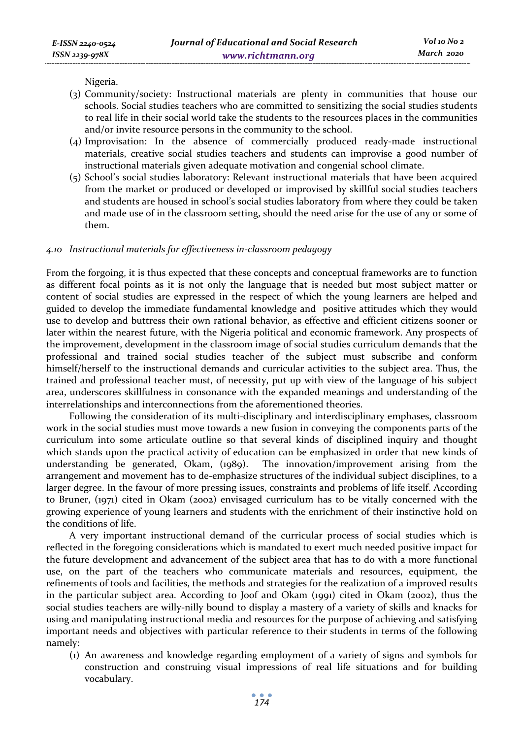Nigeria.

(3) Community/society: Instructional materials are plenty in communities that house our schools. Social studies teachers who are committed to sensitizing the social studies students to real life in their social world take the students to the resources places in the communities and/or invite resource persons in the community to the school.

(4) Improvisation: In the absence of commercially produced ready-made instructional materials, creative social studies teachers and students can improvise a good number of instructional materials given adequate motivation and congenial school climate.

(5) School's social studies laboratory: Relevant instructional materials that have been acquired from the market or produced or developed or improvised by skillful social studies teachers and students are housed in school's social studies laboratory from where they could be taken and made use of in the classroom setting, should the need arise for the use of any or some of them.

### *4.10 Instructional materials for effectiveness in-classroom pedagogy*

From the forgoing, it is thus expected that these concepts and conceptual frameworks are to function as different focal points as it is not only the language that is needed but most subject matter or content of social studies are expressed in the respect of which the young learners are helped and guided to develop the immediate fundamental knowledge and positive attitudes which they would use to develop and buttress their own rational behavior, as effective and efficient citizens sooner or later within the nearest future, with the Nigeria political and economic framework. Any prospects of the improvement, development in the classroom image of social studies curriculum demands that the professional and trained social studies teacher of the subject must subscribe and conform himself/herself to the instructional demands and curricular activities to the subject area. Thus, the trained and professional teacher must, of necessity, put up with view of the language of his subject area, underscores skillfulness in consonance with the expanded meanings and understanding of the interrelationships and interconnections from the aforementioned theories.

Following the consideration of its multi-disciplinary and interdisciplinary emphases, classroom work in the social studies must move towards a new fusion in conveying the components parts of the curriculum into some articulate outline so that several kinds of disciplined inquiry and thought which stands upon the practical activity of education can be emphasized in order that new kinds of understanding be generated, Okam, (1989). The innovation/improvement arising from the arrangement and movement has to de-emphasize structures of the individual subject disciplines, to a larger degree. In the favour of more pressing issues, constraints and problems of life itself. According to Bruner, (1971) cited in Okam (2002) envisaged curriculum has to be vitally concerned with the growing experience of young learners and students with the enrichment of their instinctive hold on the conditions of life.

A very important instructional demand of the curricular process of social studies which is reflected in the foregoing considerations which is mandated to exert much needed positive impact for the future development and advancement of the subject area that has to do with a more functional use, on the part of the teachers who communicate materials and resources, equipment, the refinements of tools and facilities, the methods and strategies for the realization of a improved results in the particular subject area. According to Joof and Okam (1991) cited in Okam (2002), thus the social studies teachers are willy-nilly bound to display a mastery of a variety of skills and knacks for using and manipulating instructional media and resources for the purpose of achieving and satisfying important needs and objectives with particular reference to their students in terms of the following namely:

(1) An awareness and knowledge regarding employment of a variety of signs and symbols for construction and construing visual impressions of real life situations and for building vocabulary.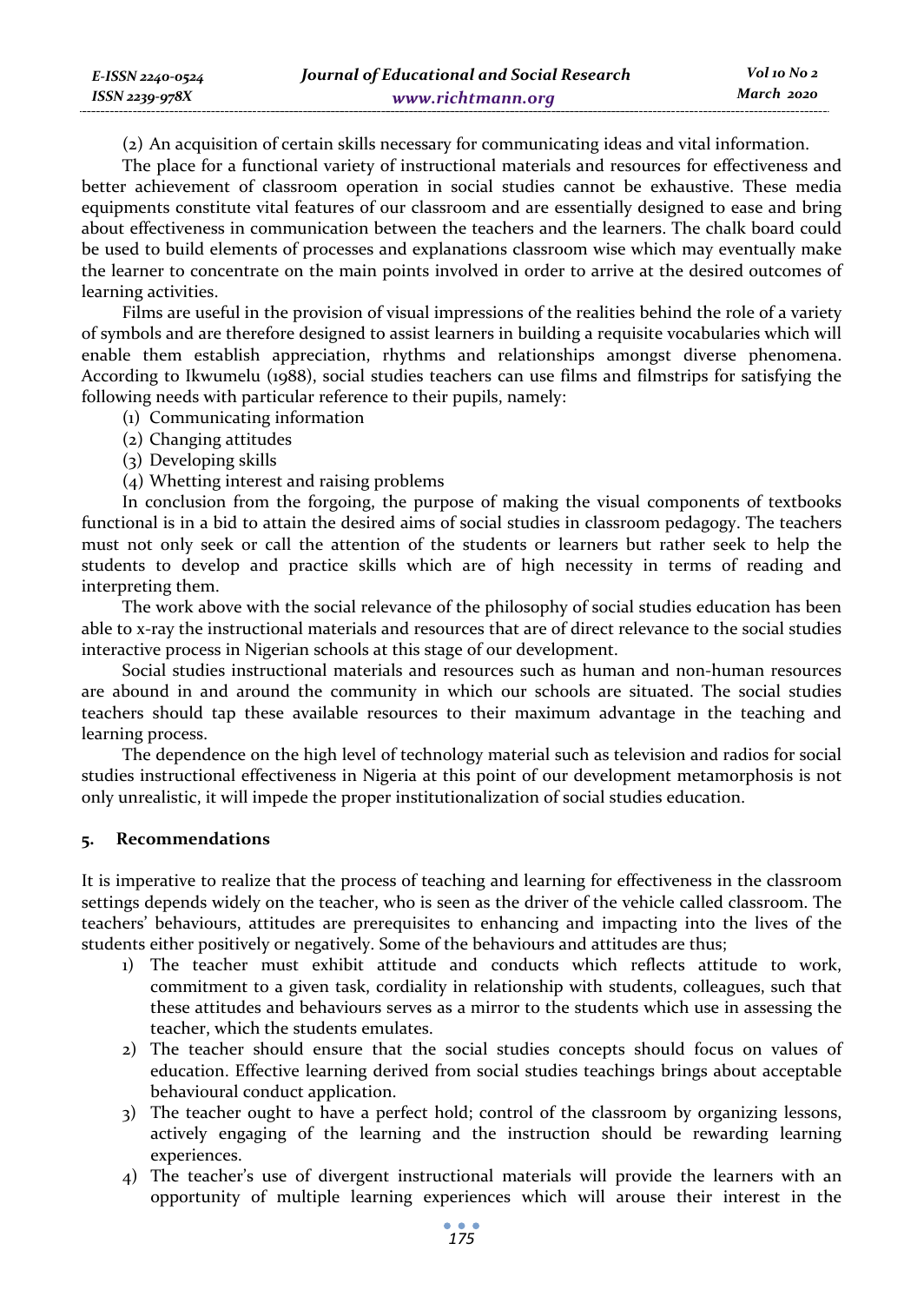(2) An acquisition of certain skills necessary for communicating ideas and vital information.

The place for a functional variety of instructional materials and resources for effectiveness and better achievement of classroom operation in social studies cannot be exhaustive. These media equipments constitute vital features of our classroom and are essentially designed to ease and bring about effectiveness in communication between the teachers and the learners. The chalk board could be used to build elements of processes and explanations classroom wise which may eventually make the learner to concentrate on the main points involved in order to arrive at the desired outcomes of learning activities.

Films are useful in the provision of visual impressions of the realities behind the role of a variety of symbols and are therefore designed to assist learners in building a requisite vocabularies which will enable them establish appreciation, rhythms and relationships amongst diverse phenomena. According to Ikwumelu (1988), social studies teachers can use films and filmstrips for satisfying the following needs with particular reference to their pupils, namely:

(1) Communicating information
(2) Changing attitudes
(3) Developing skills
(4) Whetting interest and raising problems

In conclusion from the forgoing, the purpose of making the visual components of textbooks functional is in a bid to attain the desired aims of social studies in classroom pedagogy. The teachers must not only seek or call the attention of the students or learners but rather seek to help the students to develop and practice skills which are of high necessity in terms of reading and interpreting them.

The work above with the social relevance of the philosophy of social studies education has been able to x-ray the instructional materials and resources that are of direct relevance to the social studies interactive process in Nigerian schools at this stage of our development.

Social studies instructional materials and resources such as human and non-human resources are abound in and around the community in which our schools are situated. The social studies teachers should tap these available resources to their maximum advantage in the teaching and learning process.

The dependence on the high level of technology material such as television and radios for social studies instructional effectiveness in Nigeria at this point of our development metamorphosis is not only unrealistic, it will impede the proper institutionalization of social studies education.

## 5. Recommendations

It is imperative to realize that the process of teaching and learning for effectiveness in the classroom settings depends widely on the teacher, who is seen as the driver of the vehicle called classroom. The teachers' behaviours, attitudes are prerequisites to enhancing and impacting into the lives of the students either positively or negatively. Some of the behaviours and attitudes are thus;

1) The teacher must exhibit attitude and conducts which reflects attitude to work, commitment to a given task, cordiality in relationship with students, colleagues, such that these attitudes and behaviours serves as a mirror to the students which use in assessing the teacher, which the students emulates.
2) The teacher should ensure that the social studies concepts should focus on values of education. Effective learning derived from social studies teachings brings about acceptable behavioural conduct application.
3) The teacher ought to have a perfect hold; control of the classroom by organizing lessons, actively engaging of the learning and the instruction should be rewarding learning experiences.
4) The teacher's use of divergent instructional materials will provide the learners with an opportunity of multiple learning experiences which will arouse their interest in the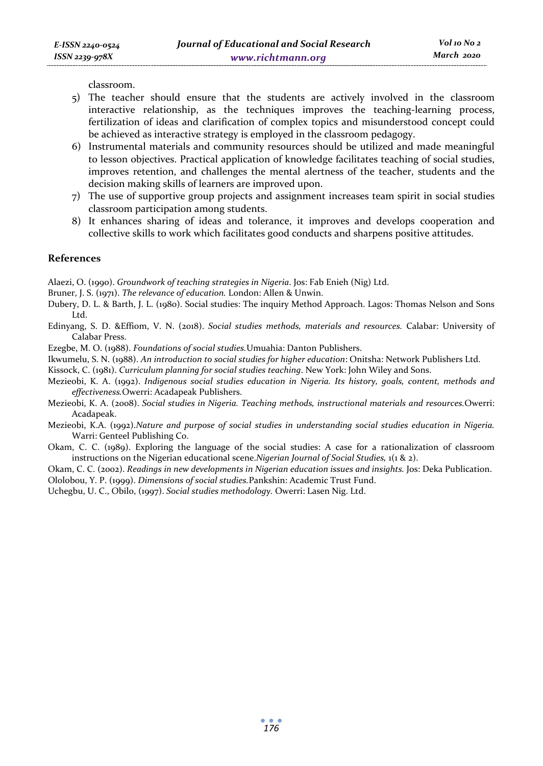classroom.

5) The teacher should ensure that the students are actively involved in the classroom interactive relationship, as the techniques improves the teaching-learning process, fertilization of ideas and clarification of complex topics and misunderstood concept could be achieved as interactive strategy is employed in the classroom pedagogy.
6) Instrumental materials and community resources should be utilized and made meaningful to lesson objectives. Practical application of knowledge facilitates teaching of social studies, improves retention, and challenges the mental alertness of the teacher, students and the decision making skills of learners are improved upon.
7) The use of supportive group projects and assignment increases team spirit in social studies classroom participation among students.
8) It enhances sharing of ideas and tolerance, it improves and develops cooperation and collective skills to work which facilitates good conducts and sharpens positive attitudes.

## References

Alaezi, O. (1990). *Groundwork of teaching strategies in Nigeria*. Jos: Fab Enieh (Nig) Ltd.

Bruner, J. S. (1971). *The relevance of education.* London: Allen & Unwin.

Dubery, D. L. & Barth, J. L. (1980). Social studies: The inquiry Method Approach. Lagos: Thomas Nelson and Sons Ltd.

Edinyang, S. D. &Effiom, V. N. (2018). *Social studies methods, materials and resources.* Calabar: University of Calabar Press.

Ezegbe, M. O. (1988). *Foundations of social studies.*Umuahia: Danton Publishers.

Ikwumelu, S. N. (1988). *An introduction to social studies for higher education*: Onitsha: Network Publishers Ltd.

Kissock, C. (1981). *Curriculum planning for social studies teaching*. New York: John Wiley and Sons.

Mezieobi, K. A. (1992). *Indigenous social studies education in Nigeria. Its history, goals, content, methods and effectiveness.*Owerri: Acadapeak Publishers.

Mezieobi, K. A. (2008). *Social studies in Nigeria. Teaching methods, instructional materials and resources.*Owerri: Acadapeak.

Mezieobi, K.A. (1992).*Nature and purpose of social studies in understanding social studies education in Nigeria.* Warri: Genteel Publishing Co.

Okam, C. C. (1989). Exploring the language of the social studies: A case for a rationalization of classroom instructions on the Nigerian educational scene.*Nigerian Journal of Social Studies,* 1(1 & 2).

Okam, C. C. (2002). *Readings in new developments in Nigerian education issues and insights.* Jos: Deka Publication.

Ololobou, Y. P. (1999). *Dimensions of social studies.*Pankshin: Academic Trust Fund.

Uchegbu, U. C., Obilo, (1997). *Social studies methodology.* Owerri: Lasen Nig. Ltd.